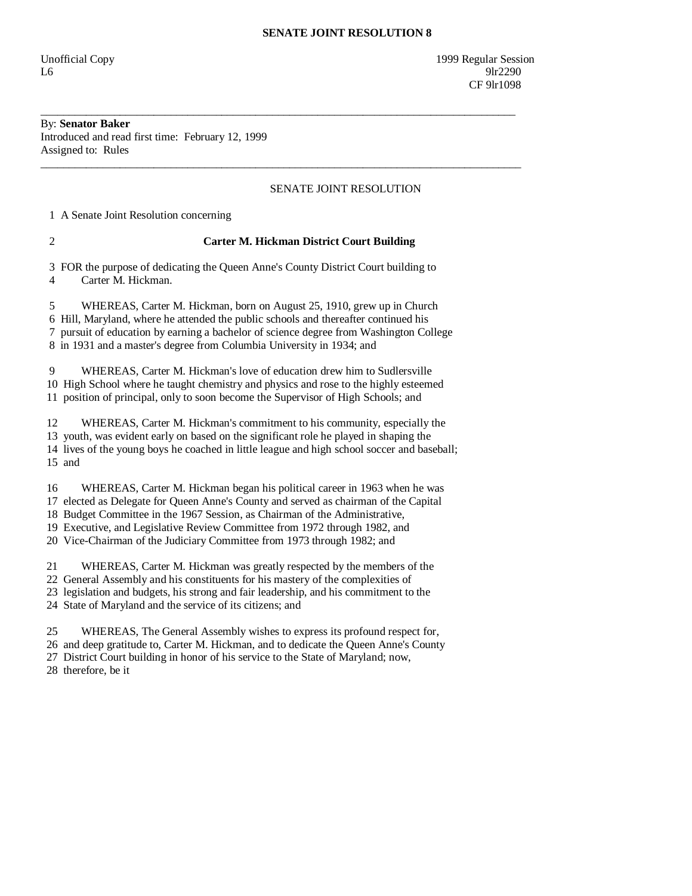**SENATE JOINT RESOLUTION 8**

Unofficial Copy
L6

1999 Regular Session
9lr2290
CF 9lr1098

---

By: **Senator Baker**
Introduced and read first time: February 12, 1999
Assigned to: Rules

---

SENATE JOINT RESOLUTION

1 A Senate Joint Resolution concerning

2 **Carter M. Hickman District Court Building**

3 FOR the purpose of dedicating the Queen Anne's County District Court building to
4 Carter M. Hickman.

5 WHEREAS, Carter M. Hickman, born on August 25, 1910, grew up in Church
6 Hill, Maryland, where he attended the public schools and thereafter continued his
7 pursuit of education by earning a bachelor of science degree from Washington College
8 in 1931 and a master's degree from Columbia University in 1934; and

9 WHEREAS, Carter M. Hickman's love of education drew him to Sudlersville
10 High School where he taught chemistry and physics and rose to the highly esteemed
11 position of principal, only to soon become the Supervisor of High Schools; and

12 WHEREAS, Carter M. Hickman's commitment to his community, especially the
13 youth, was evident early on based on the significant role he played in shaping the
14 lives of the young boys he coached in little league and high school soccer and baseball;
15 and

16 WHEREAS, Carter M. Hickman began his political career in 1963 when he was
17 elected as Delegate for Queen Anne's County and served as chairman of the Capital
18 Budget Committee in the 1967 Session, as Chairman of the Administrative,
19 Executive, and Legislative Review Committee from 1972 through 1982, and
20 Vice-Chairman of the Judiciary Committee from 1973 through 1982; and

21 WHEREAS, Carter M. Hickman was greatly respected by the members of the
22 General Assembly and his constituents for his mastery of the complexities of
23 legislation and budgets, his strong and fair leadership, and his commitment to the
24 State of Maryland and the service of its citizens; and

25 WHEREAS, The General Assembly wishes to express its profound respect for,
26 and deep gratitude to, Carter M. Hickman, and to dedicate the Queen Anne's County
27 District Court building in honor of his service to the State of Maryland; now,
28 therefore, be it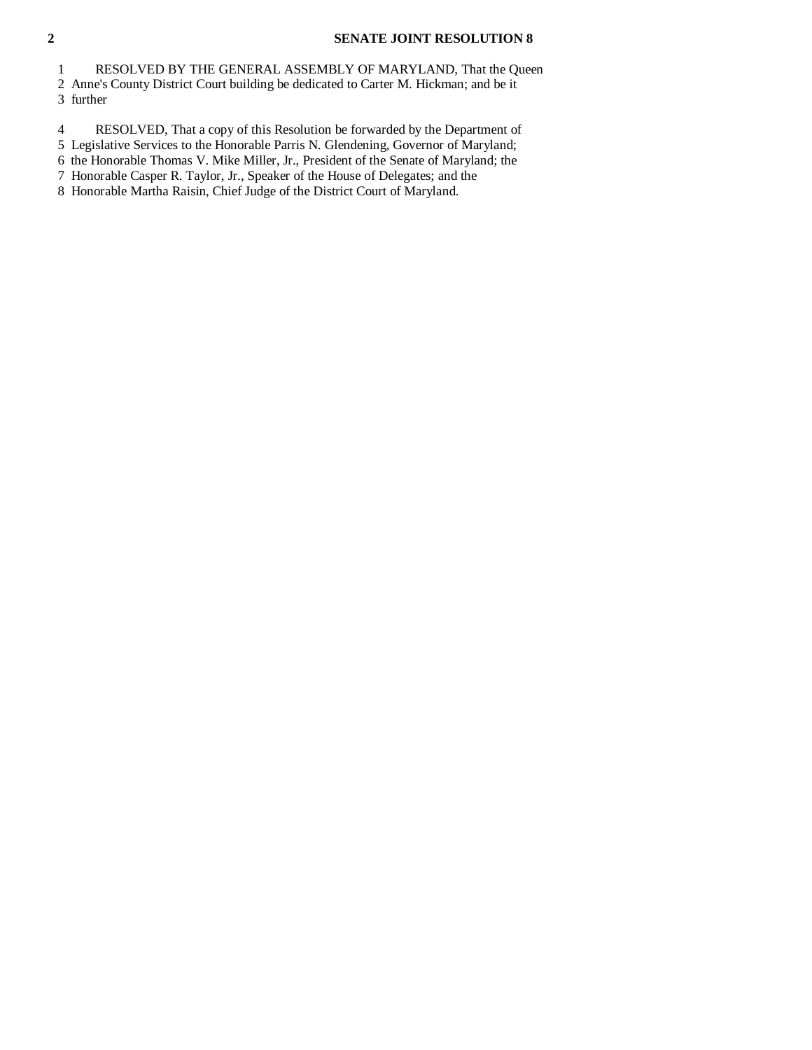RESOLVED BY THE GENERAL ASSEMBLY OF MARYLAND, That the Queen Anne's County District Court building be dedicated to Carter M. Hickman; and be it further

RESOLVED, That a copy of this Resolution be forwarded by the Department of Legislative Services to the Honorable Parris N. Glendening, Governor of Maryland; the Honorable Thomas V. Mike Miller, Jr., President of the Senate of Maryland; the Honorable Casper R. Taylor, Jr., Speaker of the House of Delegates; and the Honorable Martha Raisin, Chief Judge of the District Court of Maryland.